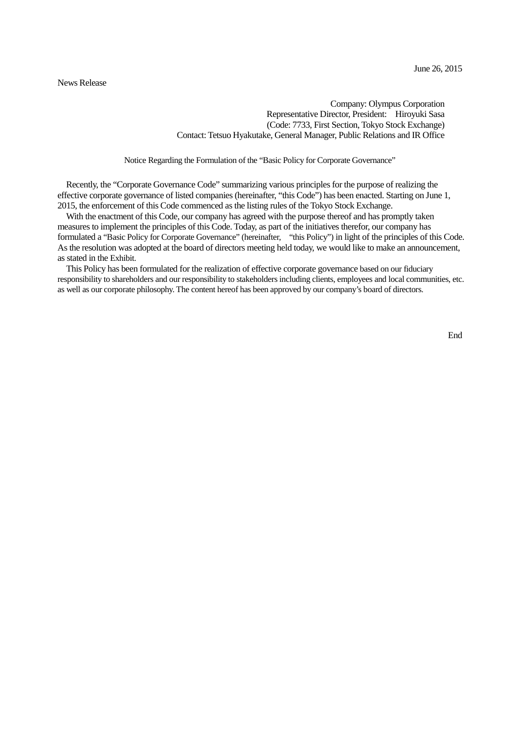June 26, 2015

News Release

Company: Olympus Corporation
Representative Director, President: Hiroyuki Sasa
(Code: 7733, First Section, Tokyo Stock Exchange)
Contact: Tetsuo Hyakutake, General Manager, Public Relations and IR Office

## Notice Regarding the Formulation of the "Basic Policy for Corporate Governance"

Recently, the "Corporate Governance Code" summarizing various principles for the purpose of realizing the effective corporate governance of listed companies (hereinafter, "this Code") has been enacted. Starting on June 1, 2015, the enforcement of this Code commenced as the listing rules of the Tokyo Stock Exchange.

With the enactment of this Code, our company has agreed with the purpose thereof and has promptly taken measures to implement the principles of this Code. Today, as part of the initiatives therefor, our company has formulated a "Basic Policy for Corporate Governance" (hereinafter, "this Policy") in light of the principles of this Code. As the resolution was adopted at the board of directors meeting held today, we would like to make an announcement, as stated in the Exhibit.

This Policy has been formulated for the realization of effective corporate governance based on our fiduciary responsibility to shareholders and our responsibility to stakeholders including clients, employees and local communities, etc. as well as our corporate philosophy. The content hereof has been approved by our company's board of directors.

End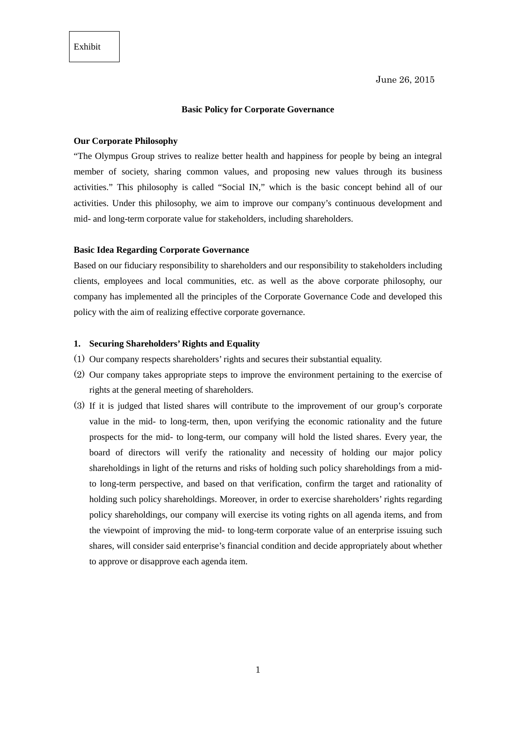Exhibit

June 26, 2015

# Basic Policy for Corporate Governance

## Our Corporate Philosophy

"The Olympus Group strives to realize better health and happiness for people by being an integral member of society, sharing common values, and proposing new values through its business activities." This philosophy is called "Social IN," which is the basic concept behind all of our activities. Under this philosophy, we aim to improve our company's continuous development and mid- and long-term corporate value for stakeholders, including shareholders.

## Basic Idea Regarding Corporate Governance

Based on our fiduciary responsibility to shareholders and our responsibility to stakeholders including clients, employees and local communities, etc. as well as the above corporate philosophy, our company has implemented all the principles of the Corporate Governance Code and developed this policy with the aim of realizing effective corporate governance.

## 1. Securing Shareholders' Rights and Equality

(1) Our company respects shareholders' rights and secures their substantial equality.

(2) Our company takes appropriate steps to improve the environment pertaining to the exercise of rights at the general meeting of shareholders.

(3) If it is judged that listed shares will contribute to the improvement of our group's corporate value in the mid- to long-term, then, upon verifying the economic rationality and the future prospects for the mid- to long-term, our company will hold the listed shares. Every year, the board of directors will verify the rationality and necessity of holding our major policy shareholdings in light of the returns and risks of holding such policy shareholdings from a mid- to long-term perspective, and based on that verification, confirm the target and rationality of holding such policy shareholdings. Moreover, in order to exercise shareholders' rights regarding policy shareholdings, our company will exercise its voting rights on all agenda items, and from the viewpoint of improving the mid- to long-term corporate value of an enterprise issuing such shares, will consider said enterprise's financial condition and decide appropriately about whether to approve or disapprove each agenda item.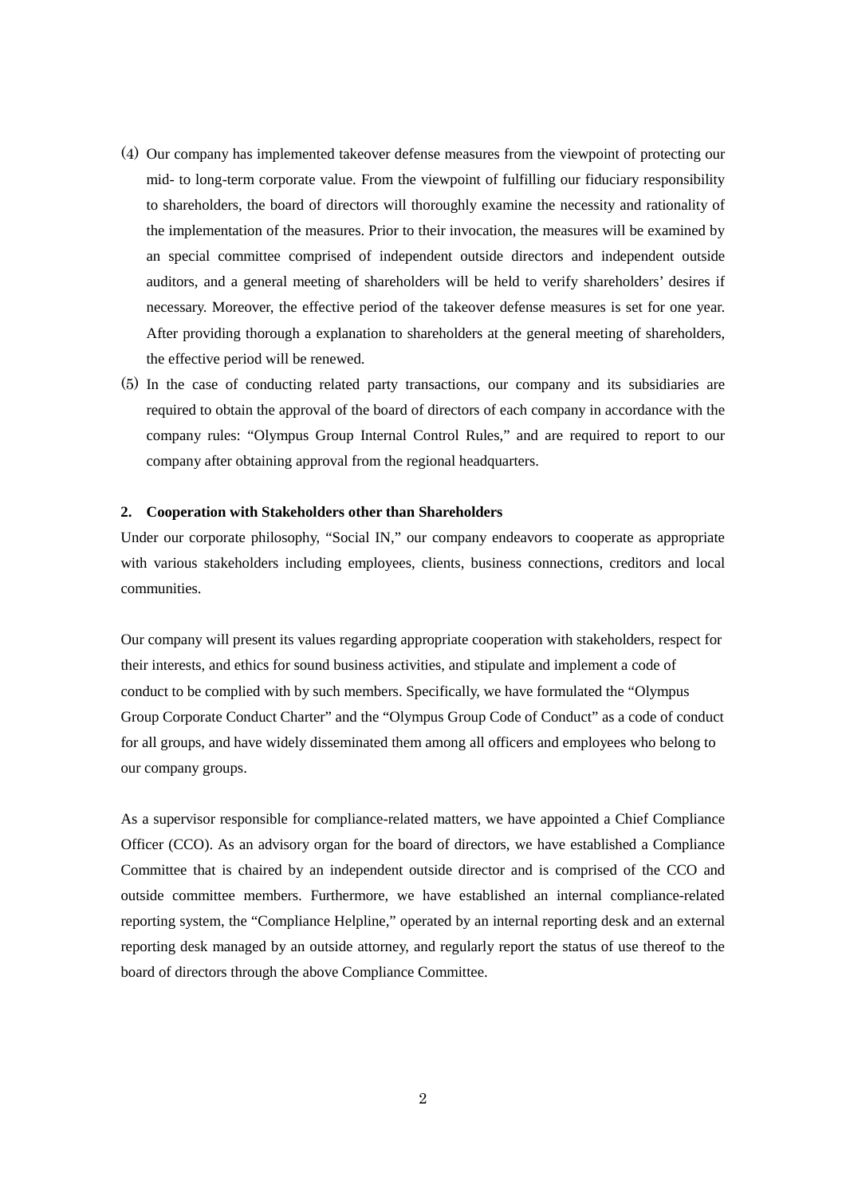(4) Our company has implemented takeover defense measures from the viewpoint of protecting our mid- to long-term corporate value. From the viewpoint of fulfilling our fiduciary responsibility to shareholders, the board of directors will thoroughly examine the necessity and rationality of the implementation of the measures. Prior to their invocation, the measures will be examined by an special committee comprised of independent outside directors and independent outside auditors, and a general meeting of shareholders will be held to verify shareholders' desires if necessary. Moreover, the effective period of the takeover defense measures is set for one year. After providing thorough a explanation to shareholders at the general meeting of shareholders, the effective period will be renewed.

(5) In the case of conducting related party transactions, our company and its subsidiaries are required to obtain the approval of the board of directors of each company in accordance with the company rules: "Olympus Group Internal Control Rules," and are required to report to our company after obtaining approval from the regional headquarters.

**2. Cooperation with Stakeholders other than Shareholders**

Under our corporate philosophy, "Social IN," our company endeavors to cooperate as appropriate with various stakeholders including employees, clients, business connections, creditors and local communities.

Our company will present its values regarding appropriate cooperation with stakeholders, respect for their interests, and ethics for sound business activities, and stipulate and implement a code of conduct to be complied with by such members. Specifically, we have formulated the "Olympus Group Corporate Conduct Charter" and the "Olympus Group Code of Conduct" as a code of conduct for all groups, and have widely disseminated them among all officers and employees who belong to our company groups.

As a supervisor responsible for compliance-related matters, we have appointed a Chief Compliance Officer (CCO). As an advisory organ for the board of directors, we have established a Compliance Committee that is chaired by an independent outside director and is comprised of the CCO and outside committee members. Furthermore, we have established an internal compliance-related reporting system, the "Compliance Helpline," operated by an internal reporting desk and an external reporting desk managed by an outside attorney, and regularly report the status of use thereof to the board of directors through the above Compliance Committee.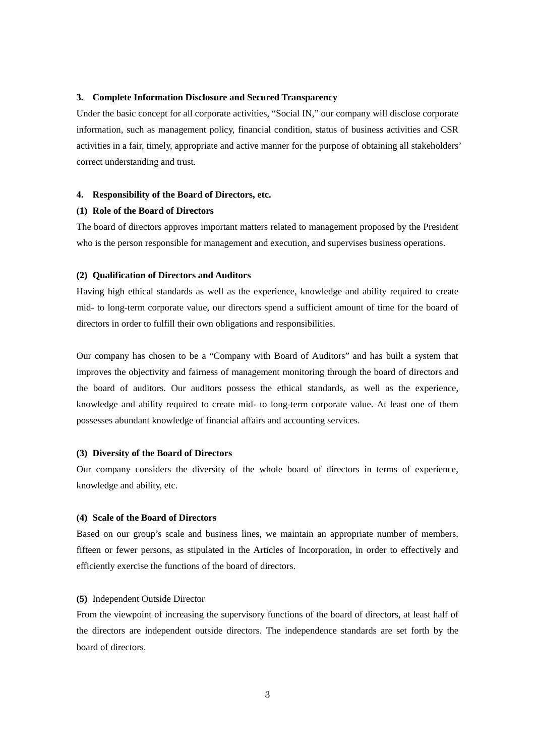## 3. Complete Information Disclosure and Secured Transparency

Under the basic concept for all corporate activities, "Social IN," our company will disclose corporate information, such as management policy, financial condition, status of business activities and CSR activities in a fair, timely, appropriate and active manner for the purpose of obtaining all stakeholders' correct understanding and trust.

## 4. Responsibility of the Board of Directors, etc.

### (1) Role of the Board of Directors

The board of directors approves important matters related to management proposed by the President who is the person responsible for management and execution, and supervises business operations.

### (2) Qualification of Directors and Auditors

Having high ethical standards as well as the experience, knowledge and ability required to create mid- to long-term corporate value, our directors spend a sufficient amount of time for the board of directors in order to fulfill their own obligations and responsibilities.

Our company has chosen to be a "Company with Board of Auditors" and has built a system that improves the objectivity and fairness of management monitoring through the board of directors and the board of auditors. Our auditors possess the ethical standards, as well as the experience, knowledge and ability required to create mid- to long-term corporate value. At least one of them possesses abundant knowledge of financial affairs and accounting services.

### (3) Diversity of the Board of Directors

Our company considers the diversity of the whole board of directors in terms of experience, knowledge and ability, etc.

### (4) Scale of the Board of Directors

Based on our group's scale and business lines, we maintain an appropriate number of members, fifteen or fewer persons, as stipulated in the Articles of Incorporation, in order to effectively and efficiently exercise the functions of the board of directors.

### (5) Independent Outside Director

From the viewpoint of increasing the supervisory functions of the board of directors, at least half of the directors are independent outside directors. The independence standards are set forth by the board of directors.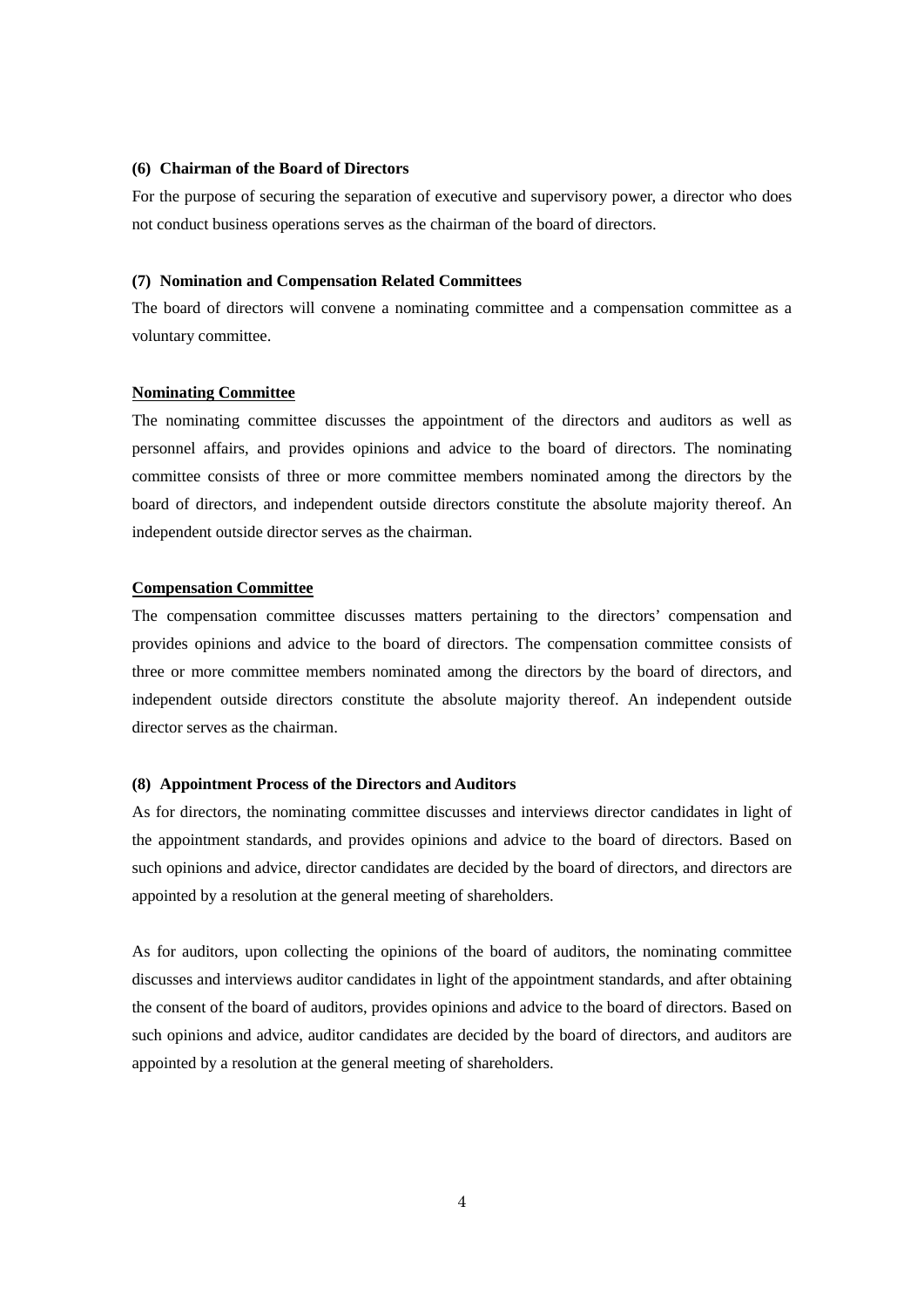### (6) Chairman of the Board of Directors

For the purpose of securing the separation of executive and supervisory power, a director who does not conduct business operations serves as the chairman of the board of directors.

### (7) Nomination and Compensation Related Committees

The board of directors will convene a nominating committee and a compensation committee as a voluntary committee.

**Nominating Committee**

The nominating committee discusses the appointment of the directors and auditors as well as personnel affairs, and provides opinions and advice to the board of directors. The nominating committee consists of three or more committee members nominated among the directors by the board of directors, and independent outside directors constitute the absolute majority thereof. An independent outside director serves as the chairman.

**Compensation Committee**

The compensation committee discusses matters pertaining to the directors' compensation and provides opinions and advice to the board of directors. The compensation committee consists of three or more committee members nominated among the directors by the board of directors, and independent outside directors constitute the absolute majority thereof. An independent outside director serves as the chairman.

### (8) Appointment Process of the Directors and Auditors

As for directors, the nominating committee discusses and interviews director candidates in light of the appointment standards, and provides opinions and advice to the board of directors. Based on such opinions and advice, director candidates are decided by the board of directors, and directors are appointed by a resolution at the general meeting of shareholders.

As for auditors, upon collecting the opinions of the board of auditors, the nominating committee discusses and interviews auditor candidates in light of the appointment standards, and after obtaining the consent of the board of auditors, provides opinions and advice to the board of directors. Based on such opinions and advice, auditor candidates are decided by the board of directors, and auditors are appointed by a resolution at the general meeting of shareholders.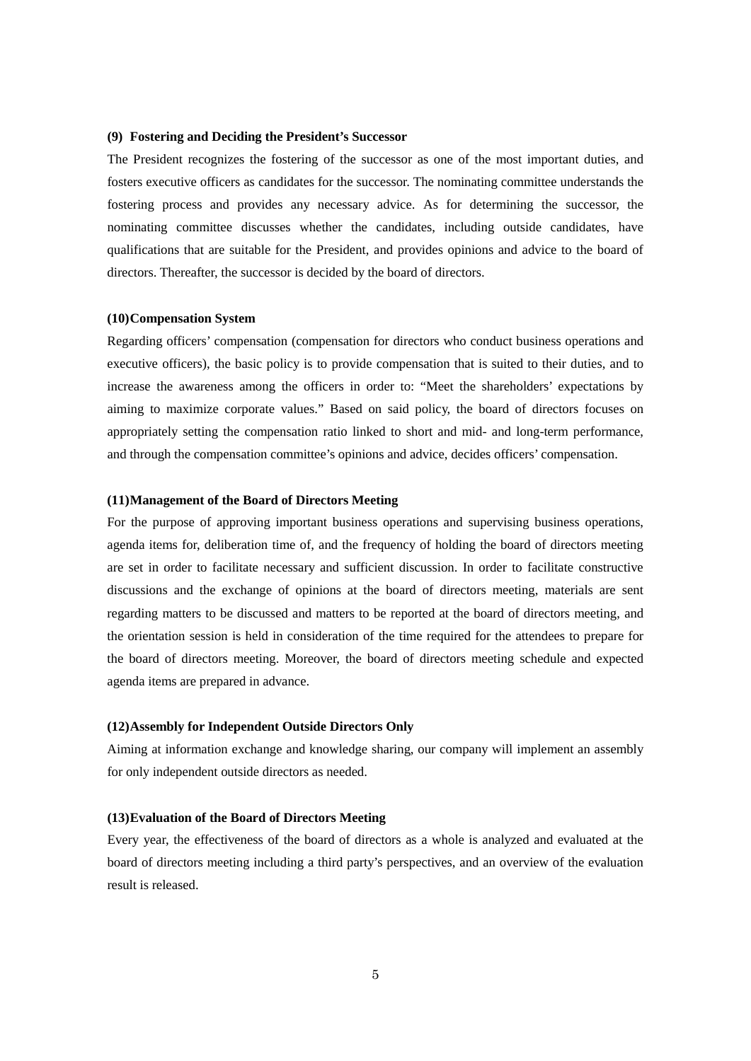**(9) Fostering and Deciding the President's Successor**

The President recognizes the fostering of the successor as one of the most important duties, and fosters executive officers as candidates for the successor. The nominating committee understands the fostering process and provides any necessary advice. As for determining the successor, the nominating committee discusses whether the candidates, including outside candidates, have qualifications that are suitable for the President, and provides opinions and advice to the board of directors. Thereafter, the successor is decided by the board of directors.

**(10)Compensation System**

Regarding officers' compensation (compensation for directors who conduct business operations and executive officers), the basic policy is to provide compensation that is suited to their duties, and to increase the awareness among the officers in order to: "Meet the shareholders' expectations by aiming to maximize corporate values." Based on said policy, the board of directors focuses on appropriately setting the compensation ratio linked to short and mid- and long-term performance, and through the compensation committee's opinions and advice, decides officers' compensation.

**(11)Management of the Board of Directors Meeting**

For the purpose of approving important business operations and supervising business operations, agenda items for, deliberation time of, and the frequency of holding the board of directors meeting are set in order to facilitate necessary and sufficient discussion. In order to facilitate constructive discussions and the exchange of opinions at the board of directors meeting, materials are sent regarding matters to be discussed and matters to be reported at the board of directors meeting, and the orientation session is held in consideration of the time required for the attendees to prepare for the board of directors meeting. Moreover, the board of directors meeting schedule and expected agenda items are prepared in advance.

**(12)Assembly for Independent Outside Directors Only**

Aiming at information exchange and knowledge sharing, our company will implement an assembly for only independent outside directors as needed.

**(13)Evaluation of the Board of Directors Meeting**

Every year, the effectiveness of the board of directors as a whole is analyzed and evaluated at the board of directors meeting including a third party's perspectives, and an overview of the evaluation result is released.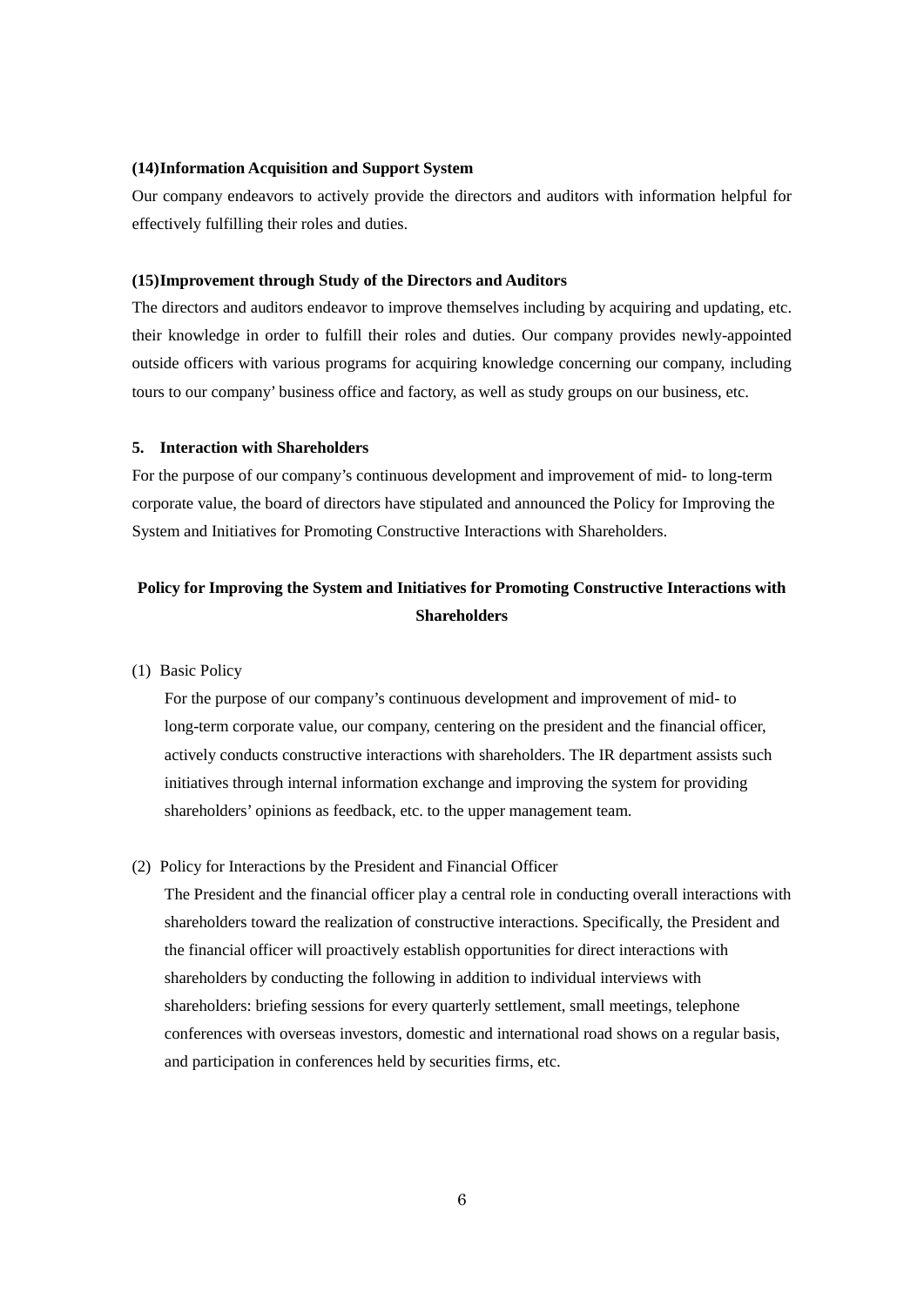**(14)Information Acquisition and Support System**

Our company endeavors to actively provide the directors and auditors with information helpful for effectively fulfilling their roles and duties.

**(15)Improvement through Study of the Directors and Auditors**

The directors and auditors endeavor to improve themselves including by acquiring and updating, etc. their knowledge in order to fulfill their roles and duties. Our company provides newly-appointed outside officers with various programs for acquiring knowledge concerning our company, including tours to our company' business office and factory, as well as study groups on our business, etc.

**5. Interaction with Shareholders**

For the purpose of our company's continuous development and improvement of mid- to long-term corporate value, the board of directors have stipulated and announced the Policy for Improving the System and Initiatives for Promoting Constructive Interactions with Shareholders.

**Policy for Improving the System and Initiatives for Promoting Constructive Interactions with Shareholders**

(1) Basic Policy

For the purpose of our company's continuous development and improvement of mid- to long-term corporate value, our company, centering on the president and the financial officer, actively conducts constructive interactions with shareholders. The IR department assists such initiatives through internal information exchange and improving the system for providing shareholders' opinions as feedback, etc. to the upper management team.

(2) Policy for Interactions by the President and Financial Officer

The President and the financial officer play a central role in conducting overall interactions with shareholders toward the realization of constructive interactions. Specifically, the President and the financial officer will proactively establish opportunities for direct interactions with shareholders by conducting the following in addition to individual interviews with shareholders: briefing sessions for every quarterly settlement, small meetings, telephone conferences with overseas investors, domestic and international road shows on a regular basis, and participation in conferences held by securities firms, etc.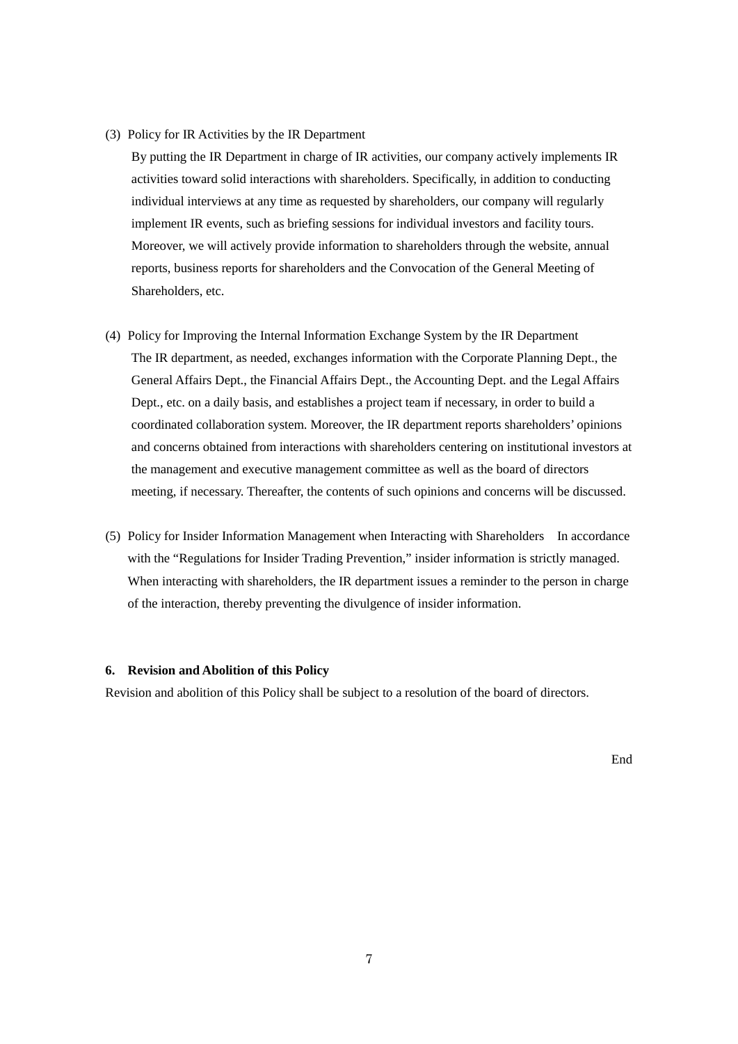(3) Policy for IR Activities by the IR Department

By putting the IR Department in charge of IR activities, our company actively implements IR activities toward solid interactions with shareholders. Specifically, in addition to conducting individual interviews at any time as requested by shareholders, our company will regularly implement IR events, such as briefing sessions for individual investors and facility tours. Moreover, we will actively provide information to shareholders through the website, annual reports, business reports for shareholders and the Convocation of the General Meeting of Shareholders, etc.

(4) Policy for Improving the Internal Information Exchange System by the IR Department

The IR department, as needed, exchanges information with the Corporate Planning Dept., the General Affairs Dept., the Financial Affairs Dept., the Accounting Dept. and the Legal Affairs Dept., etc. on a daily basis, and establishes a project team if necessary, in order to build a coordinated collaboration system. Moreover, the IR department reports shareholders' opinions and concerns obtained from interactions with shareholders centering on institutional investors at the management and executive management committee as well as the board of directors meeting, if necessary. Thereafter, the contents of such opinions and concerns will be discussed.

(5) Policy for Insider Information Management when Interacting with Shareholders In accordance with the "Regulations for Insider Trading Prevention," insider information is strictly managed. When interacting with shareholders, the IR department issues a reminder to the person in charge of the interaction, thereby preventing the divulgence of insider information.

**6. Revision and Abolition of this Policy**

Revision and abolition of this Policy shall be subject to a resolution of the board of directors.

End